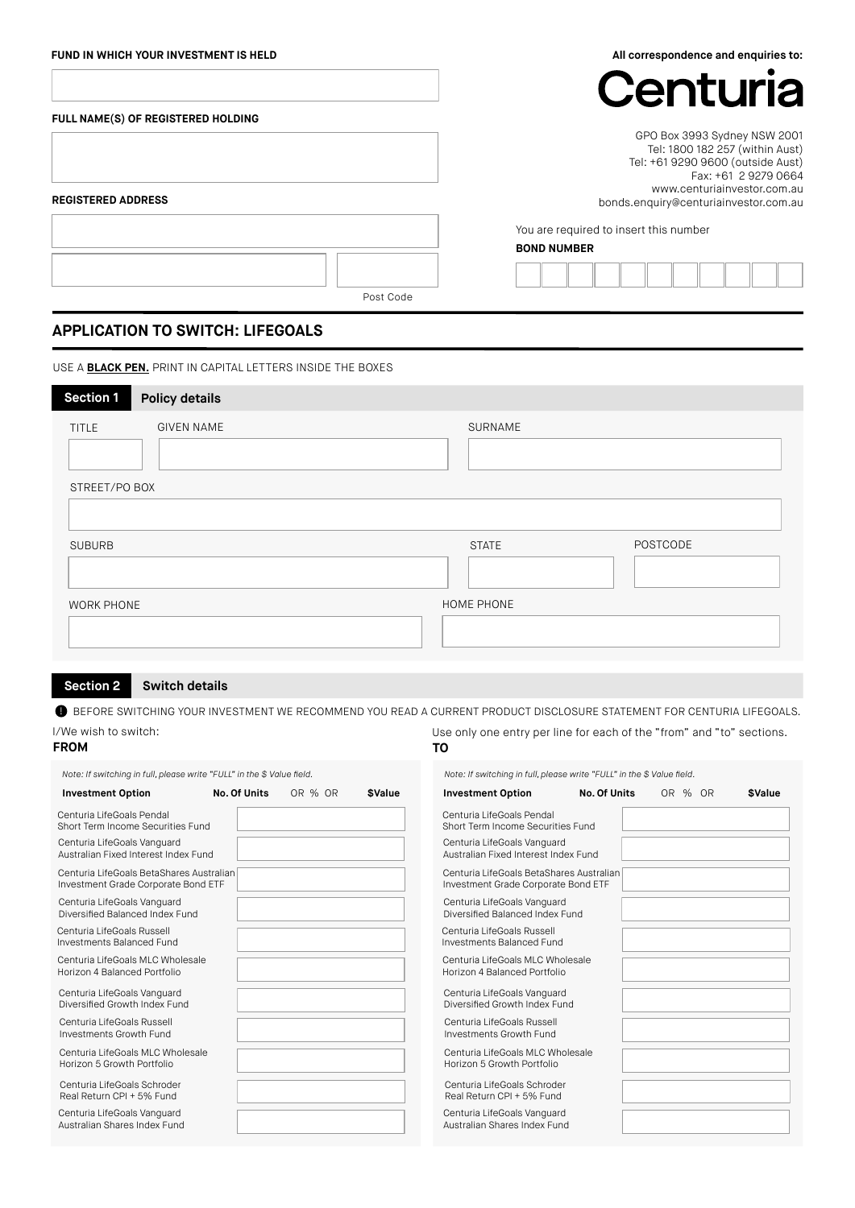**FUND IN WHICH YOUR INVESTMENT IS HELD**

**FULL NAME(S) OF REGISTERED HOLDING**

**REGISTERED ADDRESS**

Post Code

**All correspondence and enquiries to:**

Centuria

GPO Box 3993 Sydney NSW 2001
Tel: 1800 182 257 (within Aust)
Tel: +61 9290 9600 (outside Aust)
Fax: +61 2 9279 0664
www.centuriainvestor.com.au
bonds.enquiry@centuriainvestor.com.au

You are required to insert this number

**BOND NUMBER**

# APPLICATION TO SWITCH: LIFEGOALS

USE A **BLACK PEN.** PRINT IN CAPITAL LETTERS INSIDE THE BOXES

## Section 1 Policy details

TITLE | GIVEN NAME | SURNAME

STREET/PO BOX

SUBURB | STATE | POSTCODE

WORK PHONE | HOME PHONE

## Section 2 Switch details

BEFORE SWITCHING YOUR INVESTMENT WE RECOMMEND YOU READ A CURRENT PRODUCT DISCLOSURE STATEMENT FOR CENTURIA LIFEGOALS.

I/We wish to switch:

Use only one entry per line for each of the "from" and "to" sections.

### FROM

*Note: If switching in full, please write "FULL" in the $ Value field.*

| Investment Option | No. Of Units OR % OR $Value |
|---|---|
| Centuria LifeGoals Pendal Short Term Income Securities Fund | |
| Centuria LifeGoals Vanguard Australian Fixed Interest Index Fund | |
| Centuria LifeGoals BetaShares Australian Investment Grade Corporate Bond ETF | |
| Centuria LifeGoals Vanguard Diversified Balanced Index Fund | |
| Centuria LifeGoals Russell Investments Balanced Fund | |
| Centuria LifeGoals MLC Wholesale Horizon 4 Balanced Portfolio | |
| Centuria LifeGoals Vanguard Diversified Growth Index Fund | |
| Centuria LifeGoals Russell Investments Growth Fund | |
| Centuria LifeGoals MLC Wholesale Horizon 5 Growth Portfolio | |
| Centuria LifeGoals Schroder Real Return CPI + 5% Fund | |
| Centuria LifeGoals Vanguard Australian Shares Index Fund | |

### TO

*Note: If switching in full, please write "FULL" in the $ Value field.*

| Investment Option | No. Of Units OR % OR $Value |
|---|---|
| Centuria LifeGoals Pendal Short Term Income Securities Fund | |
| Centuria LifeGoals Vanguard Australian Fixed Interest Index Fund | |
| Centuria LifeGoals BetaShares Australian Investment Grade Corporate Bond ETF | |
| Centuria LifeGoals Vanguard Diversified Balanced Index Fund | |
| Centuria LifeGoals Russell Investments Balanced Fund | |
| Centuria LifeGoals MLC Wholesale Horizon 4 Balanced Portfolio | |
| Centuria LifeGoals Vanguard Diversified Growth Index Fund | |
| Centuria LifeGoals Russell Investments Growth Fund | |
| Centuria LifeGoals MLC Wholesale Horizon 5 Growth Portfolio | |
| Centuria LifeGoals Schroder Real Return CPI + 5% Fund | |
| Centuria LifeGoals Vanguard Australian Shares Index Fund | |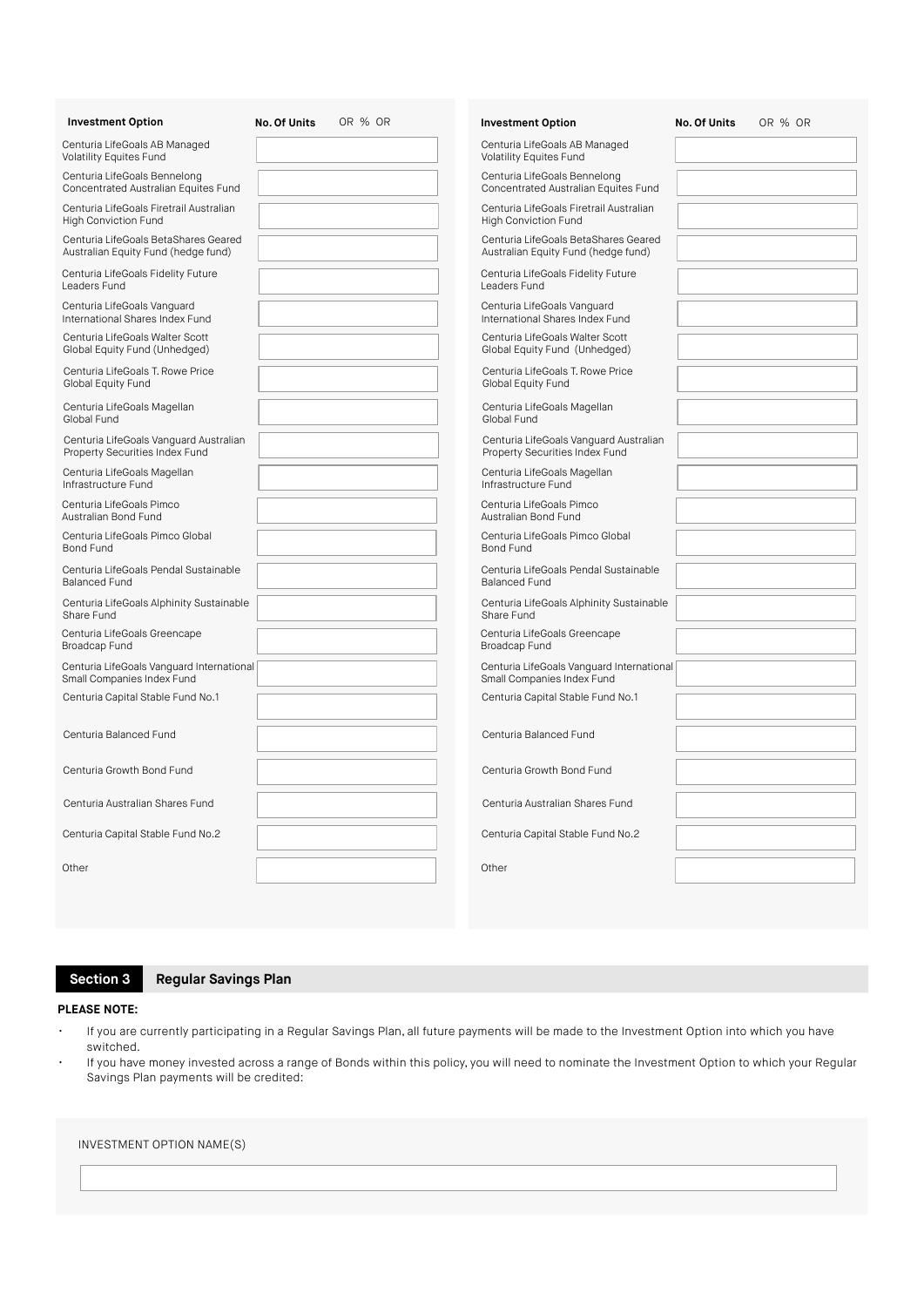| Investment Option | No. Of Units OR % OR |
|---|---|
| Centuria LifeGoals AB Managed Volatility Equites Fund | |
| Centuria LifeGoals Bennelong Concentrated Australian Equites Fund | |
| Centuria LifeGoals Firetrail Australian High Conviction Fund | |
| Centuria LifeGoals BetaShares Geared Australian Equity Fund (hedge fund) | |
| Centuria LifeGoals Fidelity Future Leaders Fund | |
| Centuria LifeGoals Vanguard International Shares Index Fund | |
| Centuria LifeGoals Walter Scott Global Equity Fund (Unhedged) | |
| Centuria LifeGoals T. Rowe Price Global Equity Fund | |
| Centuria LifeGoals Magellan Global Fund | |
| Centuria LifeGoals Vanguard Australian Property Securities Index Fund | |
| Centuria LifeGoals Magellan Infrastructure Fund | |
| Centuria LifeGoals Pimco Australian Bond Fund | |
| Centuria LifeGoals Pimco Global Bond Fund | |
| Centuria LifeGoals Pendal Sustainable Balanced Fund | |
| Centuria LifeGoals Alphinity Sustainable Share Fund | |
| Centuria LifeGoals Greencape Broadcap Fund | |
| Centuria LifeGoals Vanguard International Small Companies Index Fund | |
| Centuria Capital Stable Fund No.1 | |
| Centuria Balanced Fund | |
| Centuria Growth Bond Fund | |
| Centuria Australian Shares Fund | |
| Centuria Capital Stable Fund No.2 | |
| Other | |

| Investment Option | No. Of Units OR % OR |
|---|---|
| Centuria LifeGoals AB Managed Volatility Equites Fund | |
| Centuria LifeGoals Bennelong Concentrated Australian Equites Fund | |
| Centuria LifeGoals Firetrail Australian High Conviction Fund | |
| Centuria LifeGoals BetaShares Geared Australian Equity Fund (hedge fund) | |
| Centuria LifeGoals Fidelity Future Leaders Fund | |
| Centuria LifeGoals Vanguard International Shares Index Fund | |
| Centuria LifeGoals Walter Scott Global Equity Fund (Unhedged) | |
| Centuria LifeGoals T. Rowe Price Global Equity Fund | |
| Centuria LifeGoals Magellan Global Fund | |
| Centuria LifeGoals Vanguard Australian Property Securities Index Fund | |
| Centuria LifeGoals Magellan Infrastructure Fund | |
| Centuria LifeGoals Pimco Australian Bond Fund | |
| Centuria LifeGoals Pimco Global Bond Fund | |
| Centuria LifeGoals Pendal Sustainable Balanced Fund | |
| Centuria LifeGoals Alphinity Sustainable Share Fund | |
| Centuria LifeGoals Greencape Broadcap Fund | |
| Centuria LifeGoals Vanguard International Small Companies Index Fund | |
| Centuria Capital Stable Fund No.1 | |
| Centuria Balanced Fund | |
| Centuria Growth Bond Fund | |
| Centuria Australian Shares Fund | |
| Centuria Capital Stable Fund No.2 | |
| Other | |

## Section 3 Regular Savings Plan

**PLEASE NOTE:**

- If you are currently participating in a Regular Savings Plan, all future payments will be made to the Investment Option into which you have switched.
- If you have money invested across a range of Bonds within this policy, you will need to nominate the Investment Option to which your Regular Savings Plan payments will be credited:

INVESTMENT OPTION NAME(S)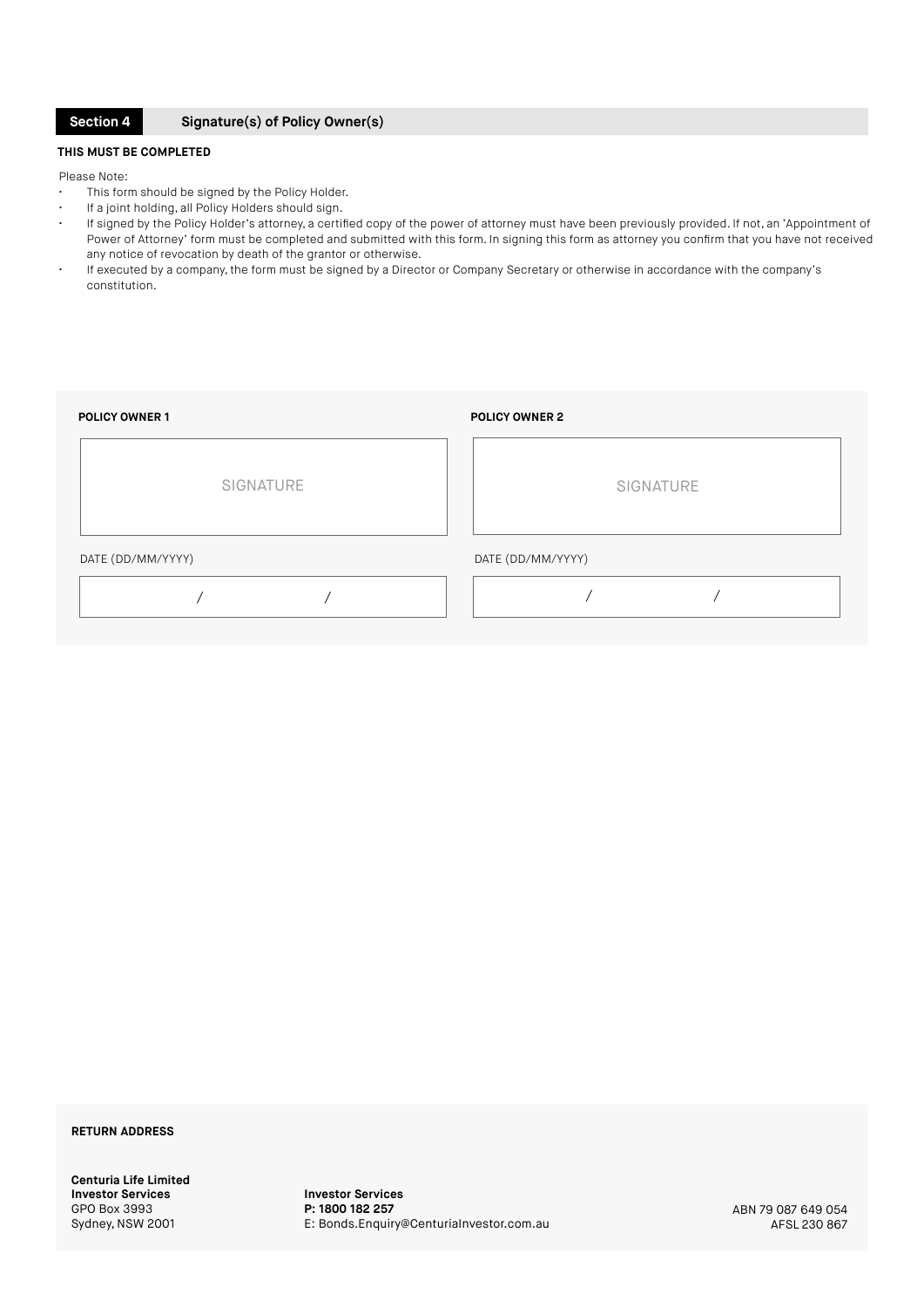## Section 4 Signature(s) of Policy Owner(s)

**THIS MUST BE COMPLETED**

Please Note:

- This form should be signed by the Policy Holder.
- If a joint holding, all Policy Holders should sign.
- If signed by the Policy Holder's attorney, a certified copy of the power of attorney must have been previously provided. If not, an 'Appointment of Power of Attorney' form must be completed and submitted with this form. In signing this form as attorney you confirm that you have not received any notice of revocation by death of the grantor or otherwise.
- If executed by a company, the form must be signed by a Director or Company Secretary or otherwise in accordance with the company's constitution.

| **POLICY OWNER 1** | **POLICY OWNER 2** |
| --- | --- |
| SIGNATURE | SIGNATURE |
| DATE (DD/MM/YYYY) | DATE (DD/MM/YYYY) |
| / / | / / |

**RETURN ADDRESS**

**Centuria Life Limited**
**Investor Services**
GPO Box 3993
Sydney, NSW 2001

**Investor Services**
**P: 1800 182 257**
E: Bonds.Enquiry@CenturiaInvestor.com.au

ABN 79 087 649 054
AFSL 230 867